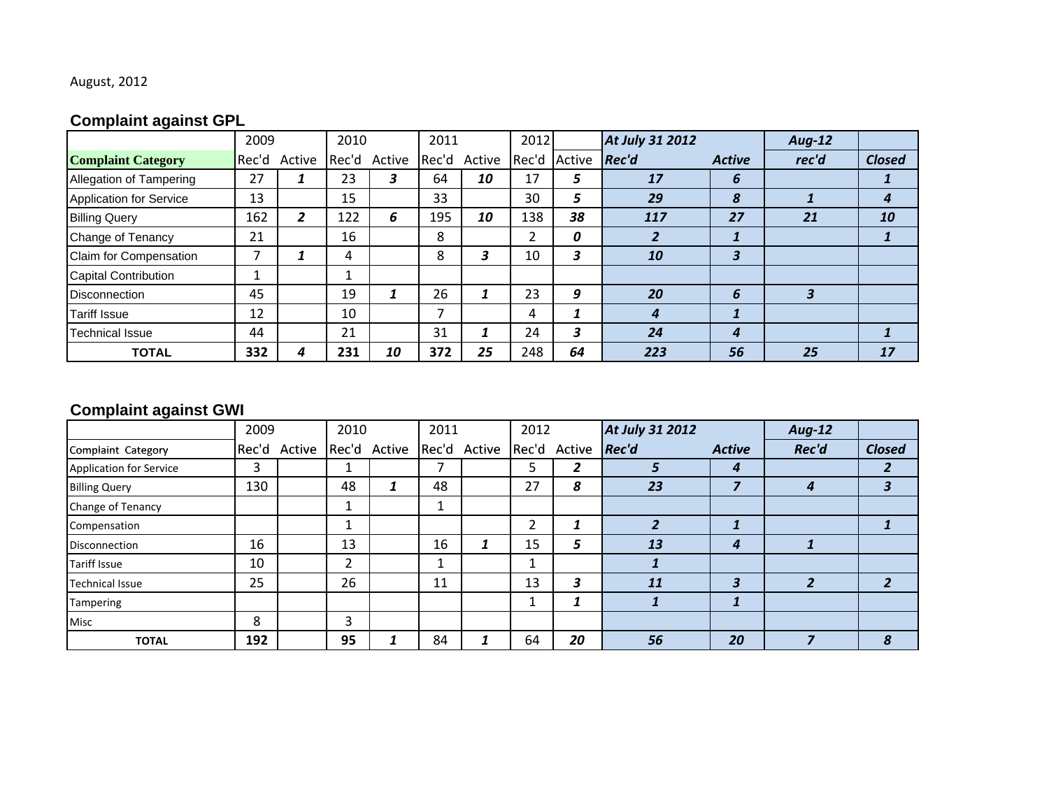August, 2012

### Complaint against GPL

| | 2009 | | 2010 | | 2011 | | 2012 | | *At July 31 2012* | | *Aug-12* | |
|---|---|---|---|---|---|---|---|---|---|---|---|---|
| **Complaint Category** | Rec'd | Active | Rec'd | Active | Rec'd | Active | Rec'd | Active | ***Rec'd*** | ***Active*** | ***rec'd*** | ***Closed*** |
| Allegation of Tampering | 27 | ***1*** | 23 | ***3*** | 64 | ***10*** | 17 | ***5*** | ***17*** | ***6*** | | ***1*** |
| Application for Service | 13 | | 15 | | 33 | | 30 | ***5*** | ***29*** | ***8*** | ***1*** | ***4*** |
| Billing Query | 162 | ***2*** | 122 | ***6*** | 195 | ***10*** | 138 | ***38*** | ***117*** | ***27*** | ***21*** | ***10*** |
| Change of Tenancy | 21 | | 16 | | 8 | | 2 | ***0*** | ***2*** | ***1*** | | ***1*** |
| Claim for Compensation | 7 | ***1*** | 4 | | 8 | ***3*** | 10 | ***3*** | ***10*** | ***3*** | | |
| Capital Contribution | 1 | | 1 | | | | | | | | | |
| Disconnection | 45 | | 19 | ***1*** | 26 | ***1*** | 23 | ***9*** | ***20*** | ***6*** | ***3*** | |
| Tariff Issue | 12 | | 10 | | 7 | | 4 | ***1*** | ***4*** | ***1*** | | |
| Technical Issue | 44 | | 21 | | 31 | ***1*** | 24 | ***3*** | ***24*** | ***4*** | | ***1*** |
| **TOTAL** | **332** | ***4*** | **231** | ***10*** | **372** | ***25*** | 248 | ***64*** | ***223*** | ***56*** | ***25*** | ***17*** |

### Complaint against GWI

| | 2009 | | 2010 | | 2011 | | 2012 | | *At July 31 2012* | | *Aug-12* | |
|---|---|---|---|---|---|---|---|---|---|---|---|---|
| Complaint Category | Rec'd | Active | Rec'd | Active | Rec'd | Active | Rec'd | Active | ***Rec'd*** | ***Active*** | ***Rec'd*** | ***Closed*** |
| Application for Service | 3 | | 1 | | 7 | | 5 | ***2*** | ***5*** | ***4*** | | ***2*** |
| Billing Query | 130 | | 48 | ***1*** | 48 | | 27 | ***8*** | ***23*** | ***7*** | ***4*** | ***3*** |
| Change of Tenancy | | | 1 | | 1 | | | | | | | |
| Compensation | | | 1 | | | | 2 | ***1*** | ***2*** | ***1*** | | ***1*** |
| Disconnection | 16 | | 13 | | 16 | ***1*** | 15 | ***5*** | ***13*** | ***4*** | ***1*** | |
| Tariff Issue | 10 | | 2 | | 1 | | 1 | | ***1*** | | | |
| Technical Issue | 25 | | 26 | | 11 | | 13 | ***3*** | ***11*** | ***3*** | ***2*** | ***2*** |
| Tampering | | | | | | | 1 | ***1*** | ***1*** | ***1*** | | |
| Misc | 8 | | 3 | | | | | | | | | |
| **TOTAL** | **192** | | **95** | ***1*** | 84 | ***1*** | 64 | ***20*** | ***56*** | ***20*** | ***7*** | ***8*** |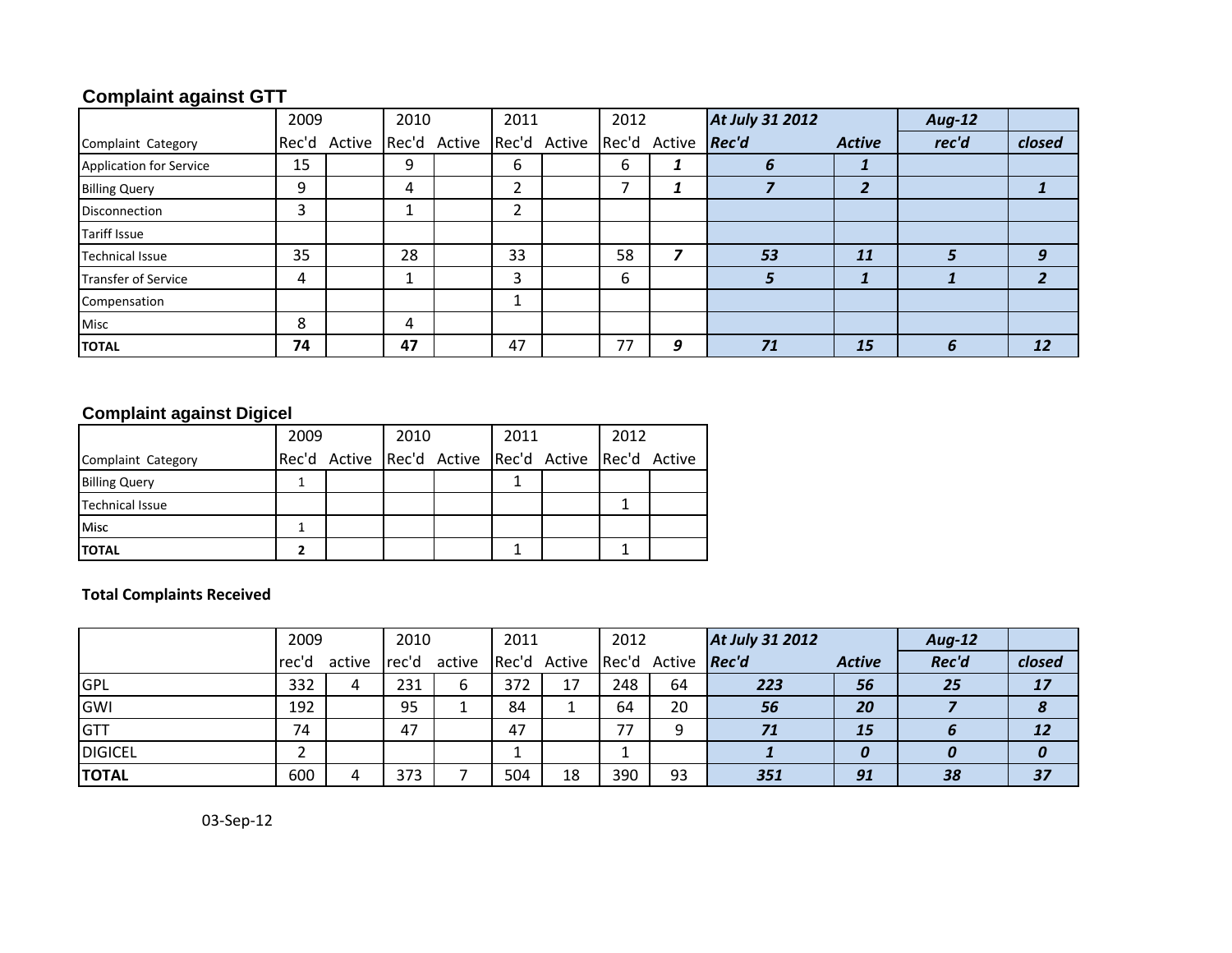## Complaint against GTT

| | 2009 | | 2010 | | 2011 | | 2012 | | *At July 31 2012* | | *Aug-12* | |
|---|---|---|---|---|---|---|---|---|---|---|---|---|
| Complaint Category | Rec'd | Active | Rec'd | Active | Rec'd | Active | Rec'd | Active | *Rec'd* | *Active* | *rec'd* | *closed* |
| Application for Service | 15 | | 9 | | 6 | | 6 | *1* | *6* | *1* | | |
| Billing Query | 9 | | 4 | | 2 | | 7 | *1* | *7* | *2* | | *1* |
| Disconnection | 3 | | 1 | | 2 | | | | | | | |
| Tariff Issue | | | | | | | | | | | | |
| Technical Issue | 35 | | 28 | | 33 | | 58 | *7* | *53* | *11* | *5* | *9* |
| Transfer of Service | 4 | | 1 | | 3 | | 6 | | *5* | *1* | *1* | *2* |
| Compensation | | | | | 1 | | | | | | | |
| Misc | 8 | | 4 | | | | | | | | | |
| **TOTAL** | **74** | | **47** | | 47 | | 77 | *9* | *71* | *15* | *6* | *12* |

## Complaint against Digicel

| | 2009 | | 2010 | | 2011 | | 2012 | |
|---|---|---|---|---|---|---|---|---|
| Complaint Category | Rec'd | Active | Rec'd | Active | Rec'd | Active | Rec'd | Active |
| Billing Query | 1 | | | | 1 | | | |
| Technical Issue | | | | | | | 1 | |
| Misc | 1 | | | | | | | |
| **TOTAL** | **2** | | | | 1 | | 1 | |

**Total Complaints Received**

| | 2009 | | 2010 | | 2011 | | 2012 | | *At July 31 2012* | | *Aug-12* | |
|---|---|---|---|---|---|---|---|---|---|---|---|---|
| | rec'd | active | rec'd | active | Rec'd | Active | Rec'd | Active | *Rec'd* | *Active* | *Rec'd* | *closed* |
| GPL | 332 | 4 | 231 | 6 | 372 | 17 | 248 | 64 | *223* | *56* | *25* | *17* |
| GWI | 192 | | 95 | 1 | 84 | 1 | 64 | 20 | *56* | *20* | *7* | *8* |
| GTT | 74 | | 47 | | 47 | | 77 | 9 | *71* | *15* | *6* | *12* |
| DIGICEL | 2 | | | | 1 | | 1 | | *1* | *0* | *0* | *0* |
| **TOTAL** | 600 | 4 | 373 | 7 | 504 | 18 | 390 | 93 | *351* | *91* | *38* | *37* |

03-Sep-12